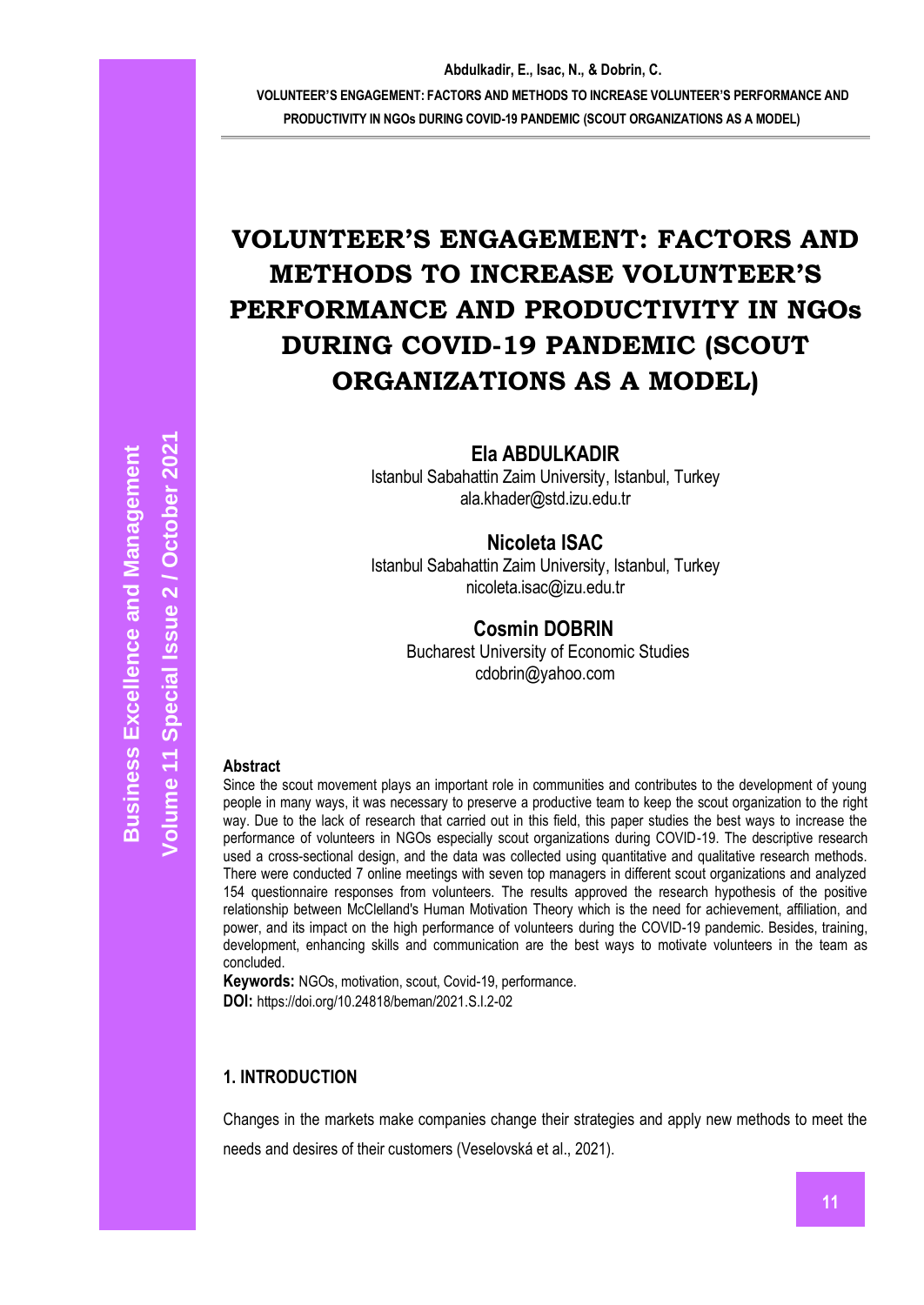# VOLUNTEER'S ENGAGEMENT: FACTORS AND METHODS TO INCREASE VOLUNTEER'S PERFORMANCE AND PRODUCTIVITY IN NGOs DURING COVID-19 PANDEMIC (SCOUT ORGANIZATIONS AS A MODEL)

**Ela ABDULKADIR**
Istanbul Sabahattin Zaim University, Istanbul, Turkey
ala.khader@std.izu.edu.tr

**Nicoleta ISAC**
Istanbul Sabahattin Zaim University, Istanbul, Turkey
nicoleta.isac@izu.edu.tr

**Cosmin DOBRIN**
Bucharest University of Economic Studies
cdobrin@yahoo.com

### Abstract

Since the scout movement plays an important role in communities and contributes to the development of young people in many ways, it was necessary to preserve a productive team to keep the scout organization to the right way. Due to the lack of research that carried out in this field, this paper studies the best ways to increase the performance of volunteers in NGOs especially scout organizations during COVID-19. The descriptive research used a cross-sectional design, and the data was collected using quantitative and qualitative research methods. There were conducted 7 online meetings with seven top managers in different scout organizations and analyzed 154 questionnaire responses from volunteers. The results approved the research hypothesis of the positive relationship between McClelland's Human Motivation Theory which is the need for achievement, affiliation, and power, and its impact on the high performance of volunteers during the COVID-19 pandemic. Besides, training, development, enhancing skills and communication are the best ways to motivate volunteers in the team as concluded.

**Keywords:** NGOs, motivation, scout, Covid-19, performance.

**DOI:** https://doi.org/10.24818/beman/2021.S.I.2-02

## 1. INTRODUCTION

Changes in the markets make companies change their strategies and apply new methods to meet the needs and desires of their customers (Veselovská et al., 2021).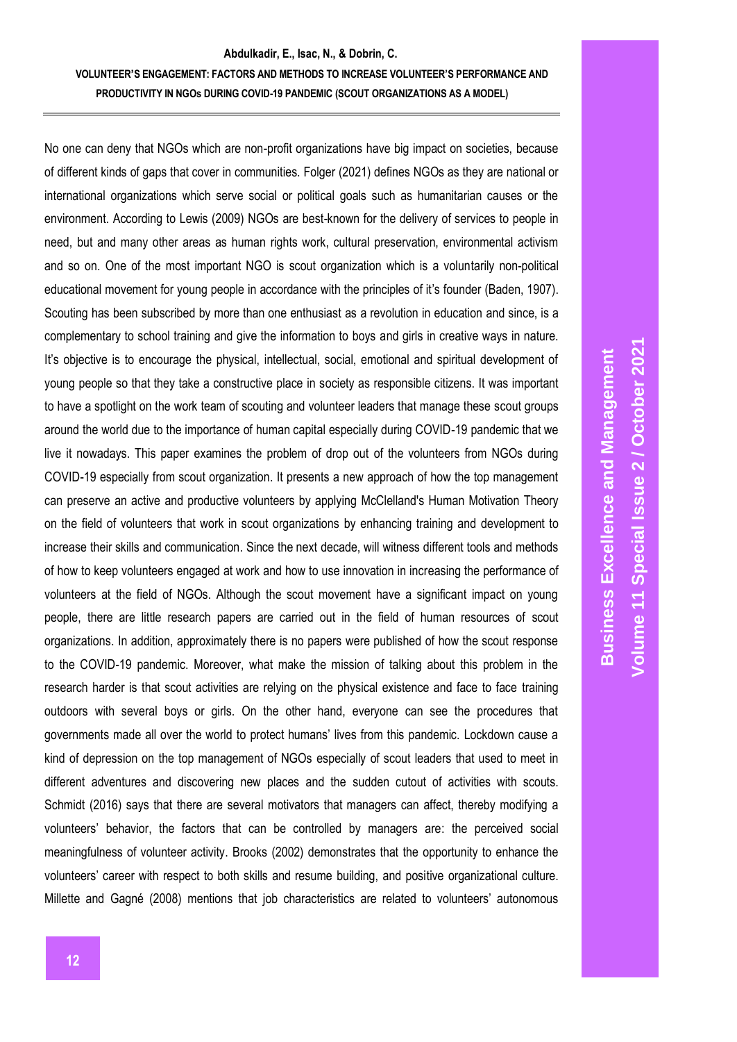No one can deny that NGOs which are non-profit organizations have big impact on societies, because of different kinds of gaps that cover in communities. Folger (2021) defines NGOs as they are national or international organizations which serve social or political goals such as humanitarian causes or the environment. According to Lewis (2009) NGOs are best-known for the delivery of services to people in need, but and many other areas as human rights work, cultural preservation, environmental activism and so on. One of the most important NGO is scout organization which is a voluntarily non-political educational movement for young people in accordance with the principles of it's founder (Baden, 1907). Scouting has been subscribed by more than one enthusiast as a revolution in education and since, is a complementary to school training and give the information to boys and girls in creative ways in nature. It's objective is to encourage the physical, intellectual, social, emotional and spiritual development of young people so that they take a constructive place in society as responsible citizens. It was important to have a spotlight on the work team of scouting and volunteer leaders that manage these scout groups around the world due to the importance of human capital especially during COVID-19 pandemic that we live it nowadays. This paper examines the problem of drop out of the volunteers from NGOs during COVID-19 especially from scout organization. It presents a new approach of how the top management can preserve an active and productive volunteers by applying McClelland's Human Motivation Theory on the field of volunteers that work in scout organizations by enhancing training and development to increase their skills and communication. Since the next decade, will witness different tools and methods of how to keep volunteers engaged at work and how to use innovation in increasing the performance of volunteers at the field of NGOs. Although the scout movement have a significant impact on young people, there are little research papers are carried out in the field of human resources of scout organizations. In addition, approximately there is no papers were published of how the scout response to the COVID-19 pandemic. Moreover, what make the mission of talking about this problem in the research harder is that scout activities are relying on the physical existence and face to face training outdoors with several boys or girls. On the other hand, everyone can see the procedures that governments made all over the world to protect humans' lives from this pandemic. Lockdown cause a kind of depression on the top management of NGOs especially of scout leaders that used to meet in different adventures and discovering new places and the sudden cutout of activities with scouts. Schmidt (2016) says that there are several motivators that managers can affect, thereby modifying a volunteers' behavior, the factors that can be controlled by managers are: the perceived social meaningfulness of volunteer activity. Brooks (2002) demonstrates that the opportunity to enhance the volunteers' career with respect to both skills and resume building, and positive organizational culture. Millette and Gagné (2008) mentions that job characteristics are related to volunteers' autonomous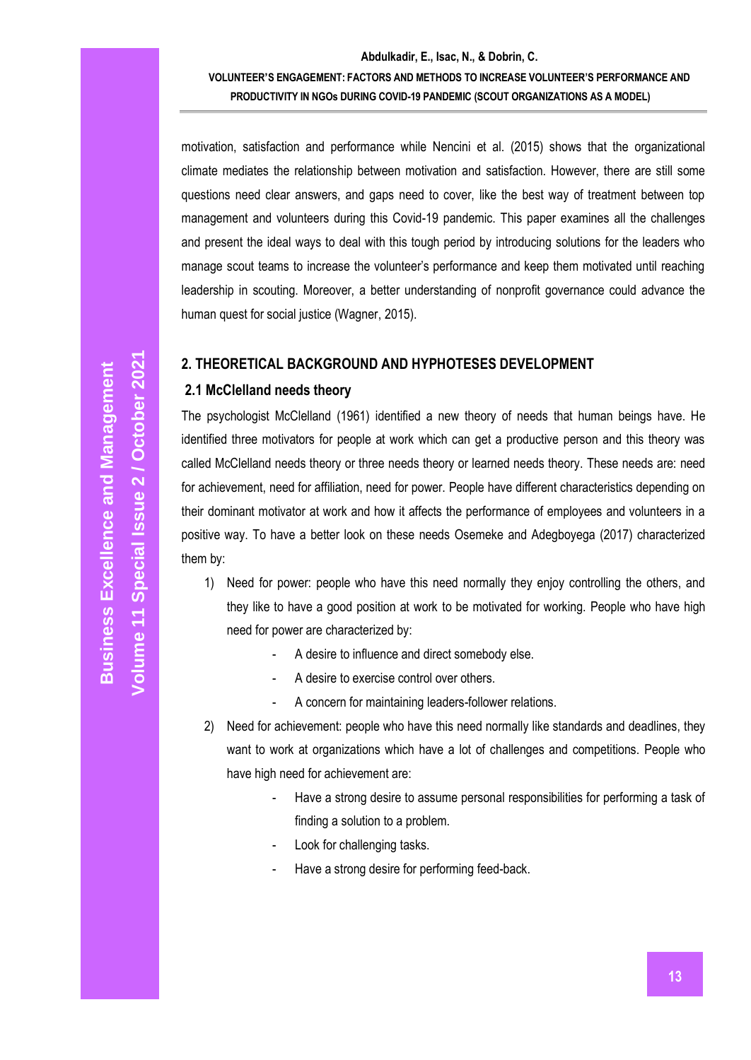motivation, satisfaction and performance while Nencini et al. (2015) shows that the organizational climate mediates the relationship between motivation and satisfaction. However, there are still some questions need clear answers, and gaps need to cover, like the best way of treatment between top management and volunteers during this Covid-19 pandemic. This paper examines all the challenges and present the ideal ways to deal with this tough period by introducing solutions for the leaders who manage scout teams to increase the volunteer's performance and keep them motivated until reaching leadership in scouting. Moreover, a better understanding of nonprofit governance could advance the human quest for social justice (Wagner, 2015).

## 2. THEORETICAL BACKGROUND AND HYPHOTESES DEVELOPMENT

### 2.1 McClelland needs theory

The psychologist McClelland (1961) identified a new theory of needs that human beings have. He identified three motivators for people at work which can get a productive person and this theory was called McClelland needs theory or three needs theory or learned needs theory. These needs are: need for achievement, need for affiliation, need for power. People have different characteristics depending on their dominant motivator at work and how it affects the performance of employees and volunteers in a positive way. To have a better look on these needs Osemeke and Adegboyega (2017) characterized them by:

1) Need for power: people who have this need normally they enjoy controlling the others, and they like to have a good position at work to be motivated for working. People who have high need for power are characterized by:
    - A desire to influence and direct somebody else.
    - A desire to exercise control over others.
    - A concern for maintaining leaders-follower relations.
2) Need for achievement: people who have this need normally like standards and deadlines, they want to work at organizations which have a lot of challenges and competitions. People who have high need for achievement are:
    - Have a strong desire to assume personal responsibilities for performing a task of finding a solution to a problem.
    - Look for challenging tasks.
    - Have a strong desire for performing feed-back.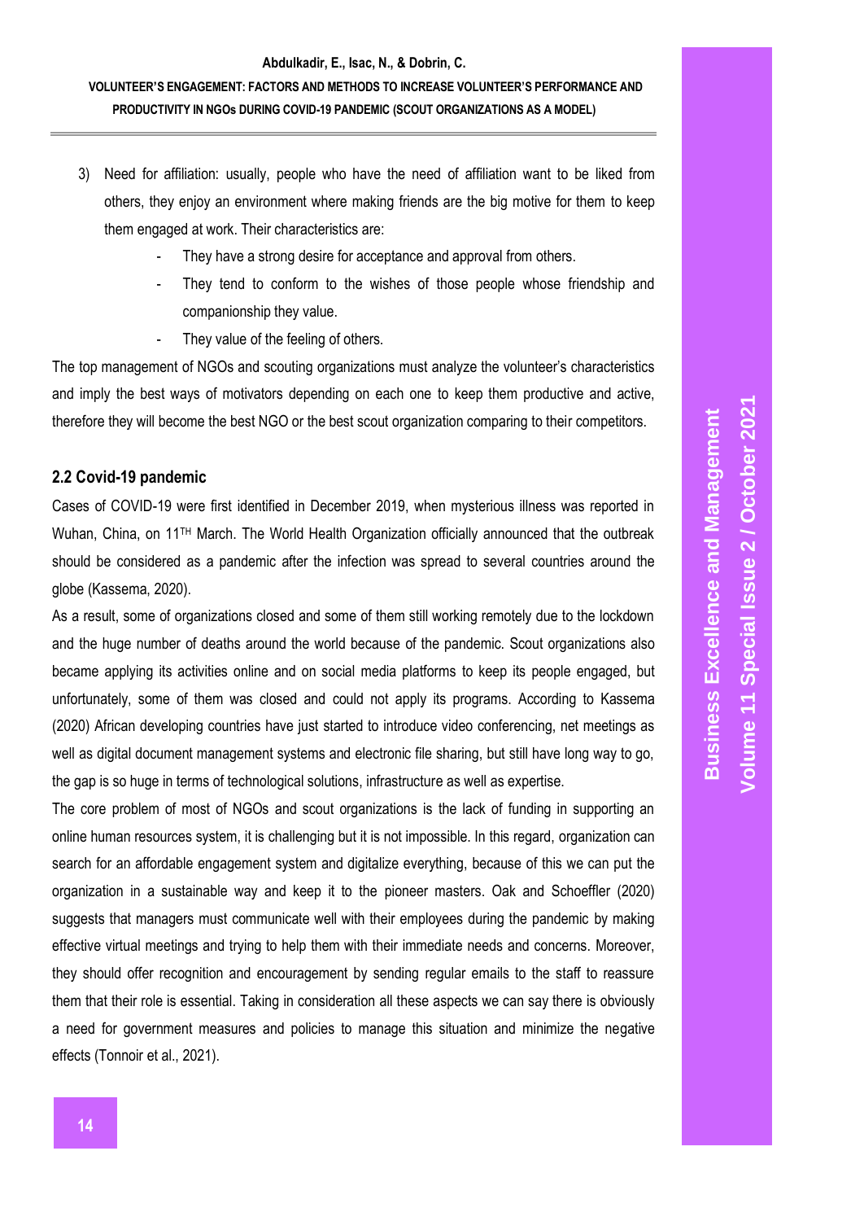3) Need for affiliation: usually, people who have the need of affiliation want to be liked from others, they enjoy an environment where making friends are the big motive for them to keep them engaged at work. Their characteristics are:
    - They have a strong desire for acceptance and approval from others.
    - They tend to conform to the wishes of those people whose friendship and companionship they value.
    - They value of the feeling of others.

The top management of NGOs and scouting organizations must analyze the volunteer's characteristics and imply the best ways of motivators depending on each one to keep them productive and active, therefore they will become the best NGO or the best scout organization comparing to their competitors.

## 2.2 Covid-19 pandemic

Cases of COVID-19 were first identified in December 2019, when mysterious illness was reported in Wuhan, China, on 11TH March. The World Health Organization officially announced that the outbreak should be considered as a pandemic after the infection was spread to several countries around the globe (Kassema, 2020).

As a result, some of organizations closed and some of them still working remotely due to the lockdown and the huge number of deaths around the world because of the pandemic. Scout organizations also became applying its activities online and on social media platforms to keep its people engaged, but unfortunately, some of them was closed and could not apply its programs. According to Kassema (2020) African developing countries have just started to introduce video conferencing, net meetings as well as digital document management systems and electronic file sharing, but still have long way to go, the gap is so huge in terms of technological solutions, infrastructure as well as expertise.

The core problem of most of NGOs and scout organizations is the lack of funding in supporting an online human resources system, it is challenging but it is not impossible. In this regard, organization can search for an affordable engagement system and digitalize everything, because of this we can put the organization in a sustainable way and keep it to the pioneer masters. Oak and Schoeffler (2020) suggests that managers must communicate well with their employees during the pandemic by making effective virtual meetings and trying to help them with their immediate needs and concerns. Moreover, they should offer recognition and encouragement by sending regular emails to the staff to reassure them that their role is essential. Taking in consideration all these aspects we can say there is obviously a need for government measures and policies to manage this situation and minimize the negative effects (Tonnoir et al., 2021).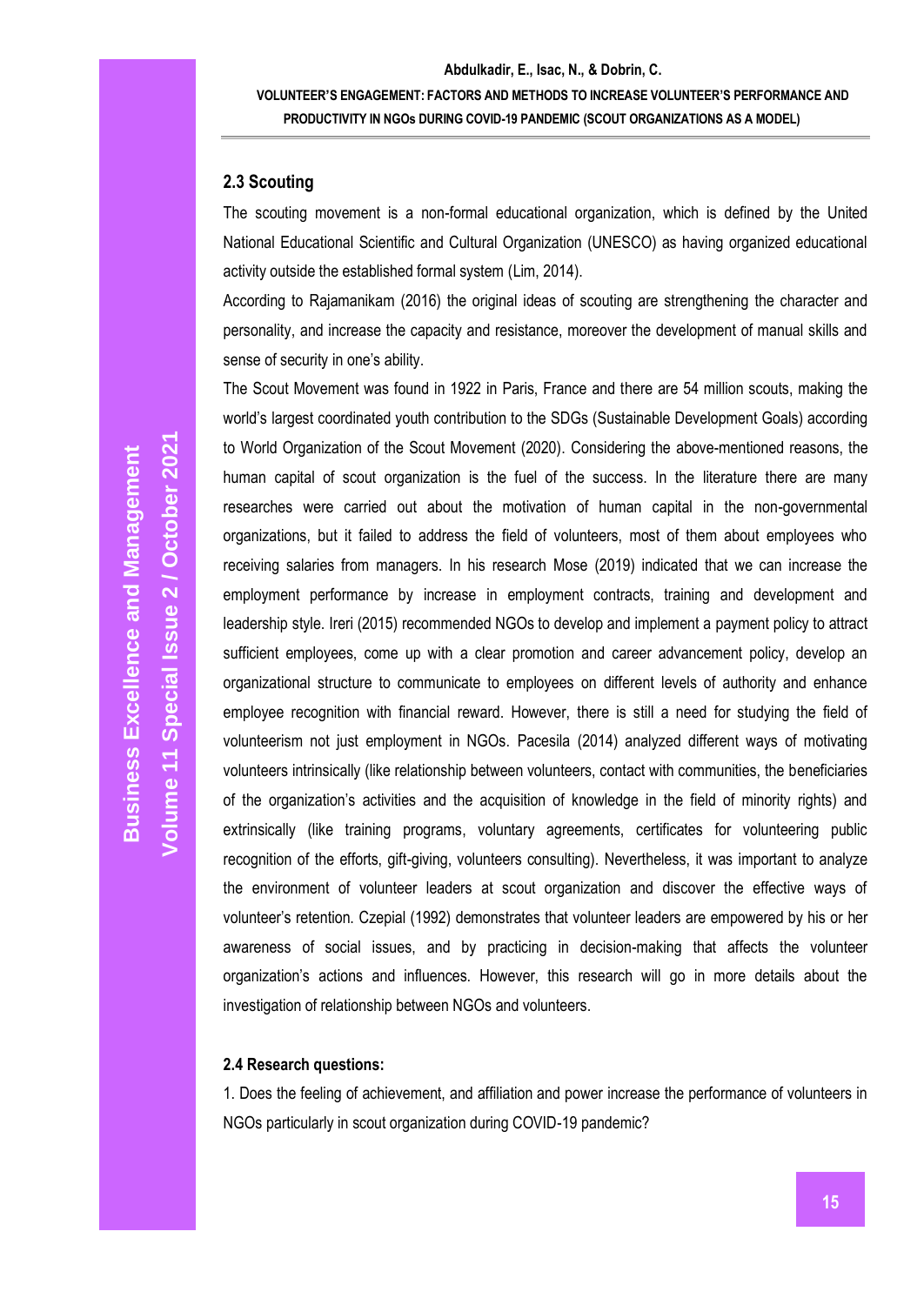## 2.3 Scouting

The scouting movement is a non-formal educational organization, which is defined by the United National Educational Scientific and Cultural Organization (UNESCO) as having organized educational activity outside the established formal system (Lim, 2014).

According to Rajamanikam (2016) the original ideas of scouting are strengthening the character and personality, and increase the capacity and resistance, moreover the development of manual skills and sense of security in one's ability.

The Scout Movement was found in 1922 in Paris, France and there are 54 million scouts, making the world's largest coordinated youth contribution to the SDGs (Sustainable Development Goals) according to World Organization of the Scout Movement (2020). Considering the above-mentioned reasons, the human capital of scout organization is the fuel of the success. In the literature there are many researches were carried out about the motivation of human capital in the non-governmental organizations, but it failed to address the field of volunteers, most of them about employees who receiving salaries from managers. In his research Mose (2019) indicated that we can increase the employment performance by increase in employment contracts, training and development and leadership style. Ireri (2015) recommended NGOs to develop and implement a payment policy to attract sufficient employees, come up with a clear promotion and career advancement policy, develop an organizational structure to communicate to employees on different levels of authority and enhance employee recognition with financial reward. However, there is still a need for studying the field of volunteerism not just employment in NGOs. Pacesila (2014) analyzed different ways of motivating volunteers intrinsically (like relationship between volunteers, contact with communities, the beneficiaries of the organization's activities and the acquisition of knowledge in the field of minority rights) and extrinsically (like training programs, voluntary agreements, certificates for volunteering public recognition of the efforts, gift-giving, volunteers consulting). Nevertheless, it was important to analyze the environment of volunteer leaders at scout organization and discover the effective ways of volunteer's retention. Czepial (1992) demonstrates that volunteer leaders are empowered by his or her awareness of social issues, and by practicing in decision-making that affects the volunteer organization's actions and influences. However, this research will go in more details about the investigation of relationship between NGOs and volunteers.

### 2.4 Research questions:

1. Does the feeling of achievement, and affiliation and power increase the performance of volunteers in NGOs particularly in scout organization during COVID-19 pandemic?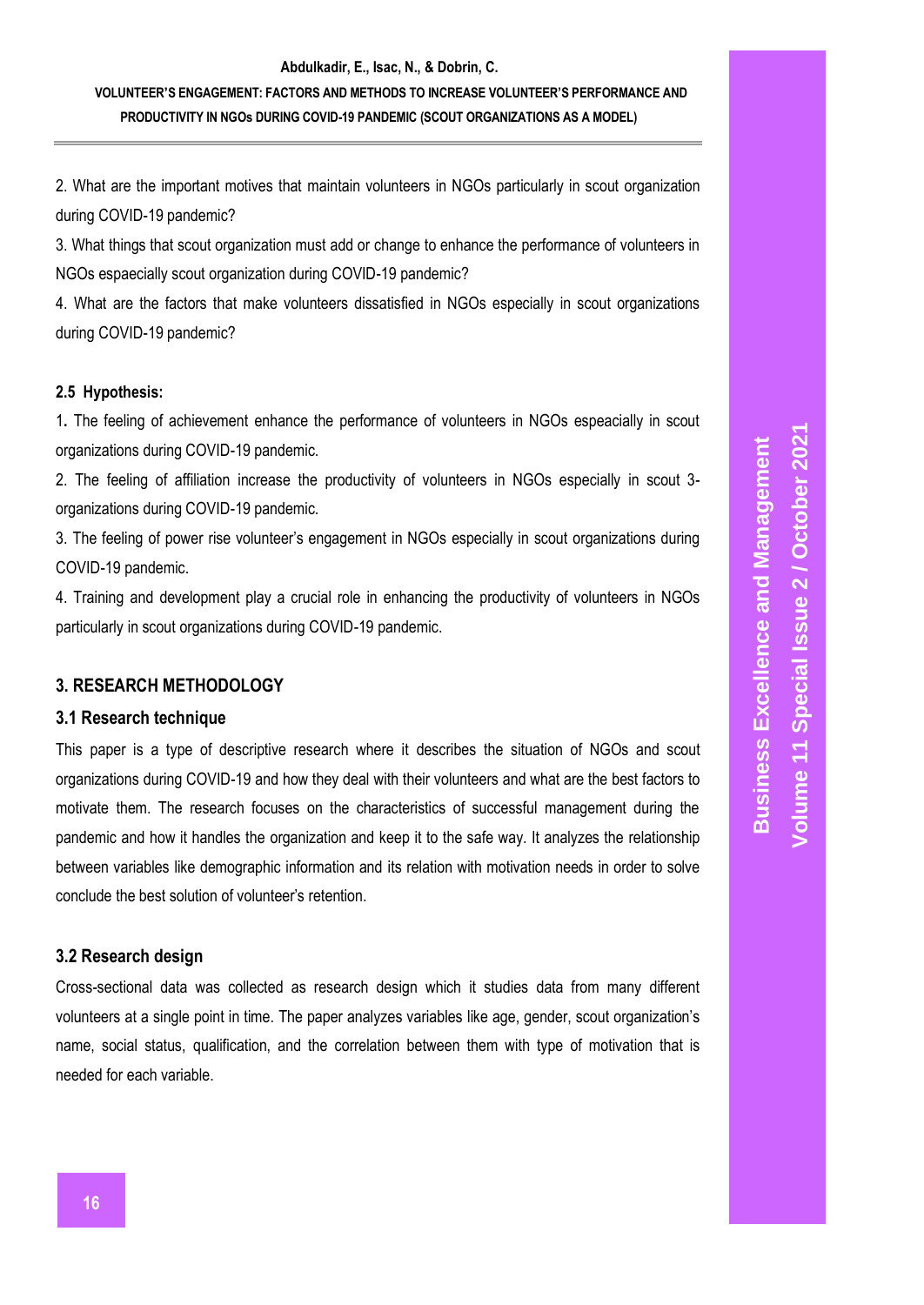2. What are the important motives that maintain volunteers in NGOs particularly in scout organization during COVID-19 pandemic?

3. What things that scout organization must add or change to enhance the performance of volunteers in NGOs espaecially scout organization during COVID-19 pandemic?

4. What are the factors that make volunteers dissatisfied in NGOs especially in scout organizations during COVID-19 pandemic?

### 2.5 Hypothesis:

1. The feeling of achievement enhance the performance of volunteers in NGOs espeacially in scout organizations during COVID-19 pandemic.

2. The feeling of affiliation increase the productivity of volunteers in NGOs especially in scout 3-organizations during COVID-19 pandemic.

3. The feeling of power rise volunteer's engagement in NGOs especially in scout organizations during COVID-19 pandemic.

4. Training and development play a crucial role in enhancing the productivity of volunteers in NGOs particularly in scout organizations during COVID-19 pandemic.

## 3. RESEARCH METHODOLOGY

### 3.1 Research technique

This paper is a type of descriptive research where it describes the situation of NGOs and scout organizations during COVID-19 and how they deal with their volunteers and what are the best factors to motivate them. The research focuses on the characteristics of successful management during the pandemic and how it handles the organization and keep it to the safe way. It analyzes the relationship between variables like demographic information and its relation with motivation needs in order to solve conclude the best solution of volunteer's retention.

### 3.2 Research design

Cross-sectional data was collected as research design which it studies data from many different volunteers at a single point in time. The paper analyzes variables like age, gender, scout organization's name, social status, qualification, and the correlation between them with type of motivation that is needed for each variable.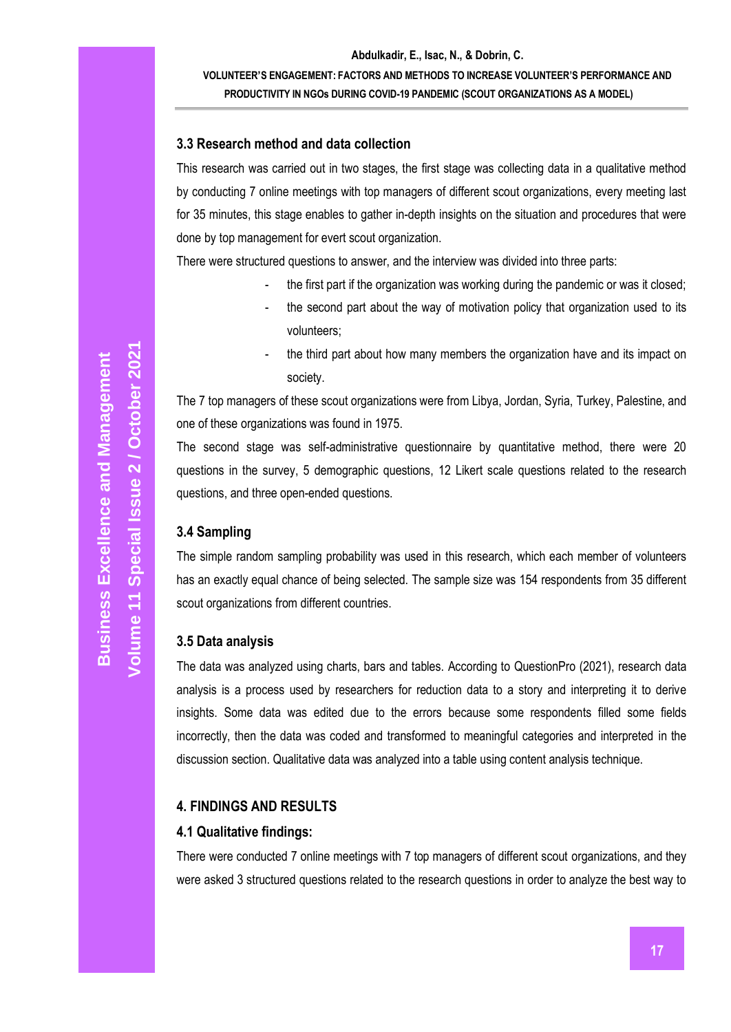### 3.3 Research method and data collection

This research was carried out in two stages, the first stage was collecting data in a qualitative method by conducting 7 online meetings with top managers of different scout organizations, every meeting last for 35 minutes, this stage enables to gather in-depth insights on the situation and procedures that were done by top management for evert scout organization.

There were structured questions to answer, and the interview was divided into three parts:

- the first part if the organization was working during the pandemic or was it closed;
- the second part about the way of motivation policy that organization used to its volunteers;
- the third part about how many members the organization have and its impact on society.

The 7 top managers of these scout organizations were from Libya, Jordan, Syria, Turkey, Palestine, and one of these organizations was found in 1975.

The second stage was self-administrative questionnaire by quantitative method, there were 20 questions in the survey, 5 demographic questions, 12 Likert scale questions related to the research questions, and three open-ended questions.

### 3.4 Sampling

The simple random sampling probability was used in this research, which each member of volunteers has an exactly equal chance of being selected. The sample size was 154 respondents from 35 different scout organizations from different countries.

### 3.5 Data analysis

The data was analyzed using charts, bars and tables. According to QuestionPro (2021), research data analysis is a process used by researchers for reduction data to a story and interpreting it to derive insights. Some data was edited due to the errors because some respondents filled some fields incorrectly, then the data was coded and transformed to meaningful categories and interpreted in the discussion section. Qualitative data was analyzed into a table using content analysis technique.

## 4. FINDINGS AND RESULTS

### 4.1 Qualitative findings:

There were conducted 7 online meetings with 7 top managers of different scout organizations, and they were asked 3 structured questions related to the research questions in order to analyze the best way to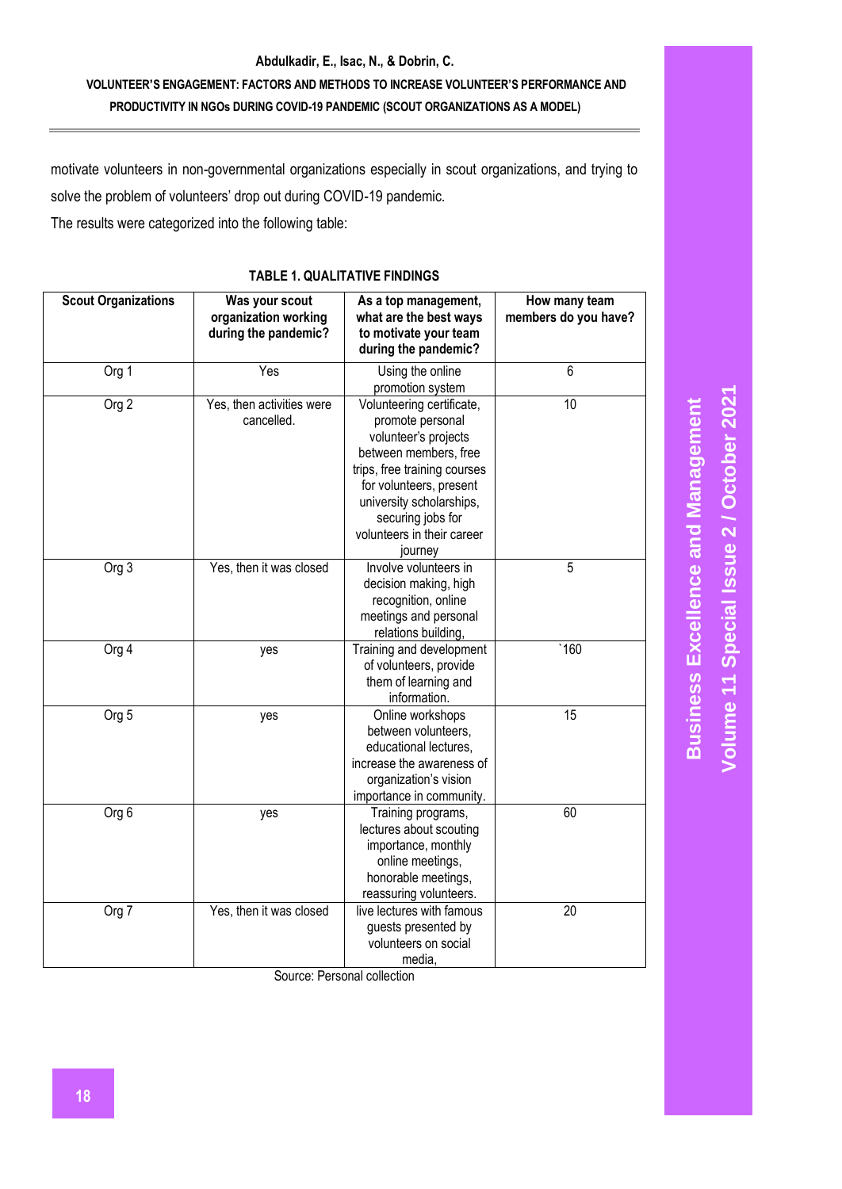motivate volunteers in non-governmental organizations especially in scout organizations, and trying to solve the problem of volunteers' drop out during COVID-19 pandemic.

The results were categorized into the following table:

**TABLE 1. QUALITATIVE FINDINGS**

| Scout Organizations | Was your scout organization working during the pandemic? | As a top management, what are the best ways to motivate your team during the pandemic? | How many team members do you have? |
|---|---|---|---|
| Org 1 | Yes | Using the online promotion system | 6 |
| Org 2 | Yes, then activities were cancelled. | Volunteering certificate, promote personal volunteer's projects between members, free trips, free training courses for volunteers, present university scholarships, securing jobs for volunteers in their career journey | 10 |
| Org 3 | Yes, then it was closed | Involve volunteers in decision making, high recognition, online meetings and personal relations building, | 5 |
| Org 4 | yes | Training and development of volunteers, provide them of learning and information. | `160 |
| Org 5 | yes | Online workshops between volunteers, educational lectures, increase the awareness of organization's vision importance in community. | 15 |
| Org 6 | yes | Training programs, lectures about scouting importance, monthly online meetings, honorable meetings, reassuring volunteers. | 60 |
| Org 7 | Yes, then it was closed | live lectures with famous guests presented by volunteers on social media, | 20 |

Source: Personal collection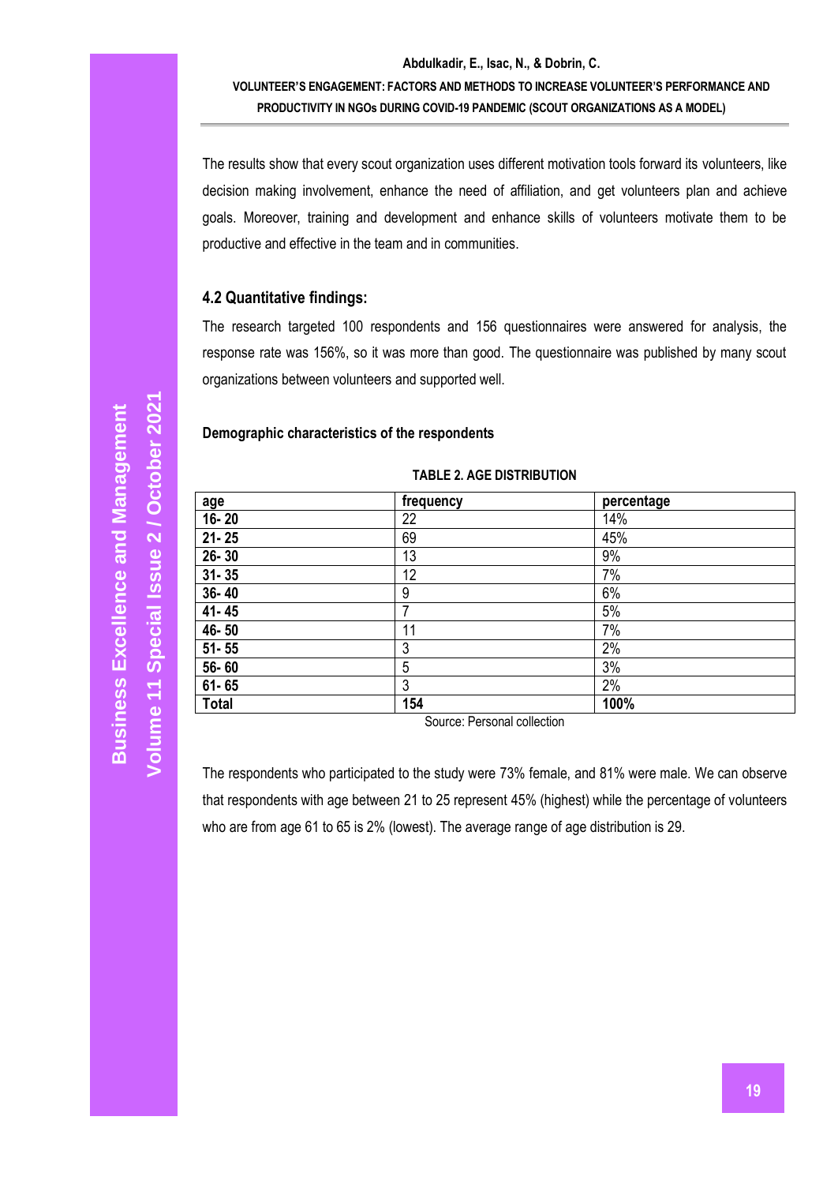The results show that every scout organization uses different motivation tools forward its volunteers, like decision making involvement, enhance the need of affiliation, and get volunteers plan and achieve goals. Moreover, training and development and enhance skills of volunteers motivate them to be productive and effective in the team and in communities.

### 4.2 Quantitative findings:

The research targeted 100 respondents and 156 questionnaires were answered for analysis, the response rate was 156%, so it was more than good. The questionnaire was published by many scout organizations between volunteers and supported well.

**Demographic characteristics of the respondents**

**TABLE 2. AGE DISTRIBUTION**

| age | frequency | percentage |
|---|---|---|
| **16- 20** | 22 | 14% |
| **21- 25** | 69 | 45% |
| **26- 30** | 13 | 9% |
| **31- 35** | 12 | 7% |
| **36- 40** | 9 | 6% |
| **41- 45** | 7 | 5% |
| **46- 50** | 11 | 7% |
| **51- 55** | 3 | 2% |
| **56- 60** | 5 | 3% |
| **61- 65** | 3 | 2% |
| **Total** | **154** | **100%** |

Source: Personal collection

The respondents who participated to the study were 73% female, and 81% were male. We can observe that respondents with age between 21 to 25 represent 45% (highest) while the percentage of volunteers who are from age 61 to 65 is 2% (lowest). The average range of age distribution is 29.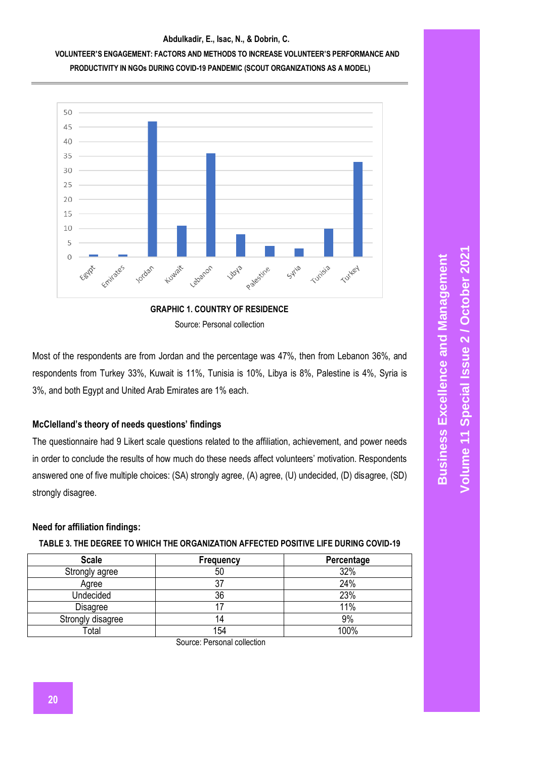GRAPHIC 1. COUNTRY OF RESIDENCE

Source: Personal collection

Most of the respondents are from Jordan and the percentage was 47%, then from Lebanon 36%, and respondents from Turkey 33%, Kuwait is 11%, Tunisia is 10%, Libya is 8%, Palestine is 4%, Syria is 3%, and both Egypt and United Arab Emirates are 1% each.

### McClelland's theory of needs questions' findings

The questionnaire had 9 Likert scale questions related to the affiliation, achievement, and power needs in order to conclude the results of how much do these needs affect volunteers' motivation. Respondents answered one of five multiple choices: (SA) strongly agree, (A) agree, (U) undecided, (D) disagree, (SD) strongly disagree.

### Need for affiliation findings:

**TABLE 3. THE DEGREE TO WHICH THE ORGANIZATION AFFECTED POSITIVE LIFE DURING COVID-19**

| Scale | Frequency | Percentage |
|---|---|---|
| Strongly agree | 50 | 32% |
| Agree | 37 | 24% |
| Undecided | 36 | 23% |
| Disagree | 17 | 11% |
| Strongly disagree | 14 | 9% |
| Total | 154 | 100% |

Source: Personal collection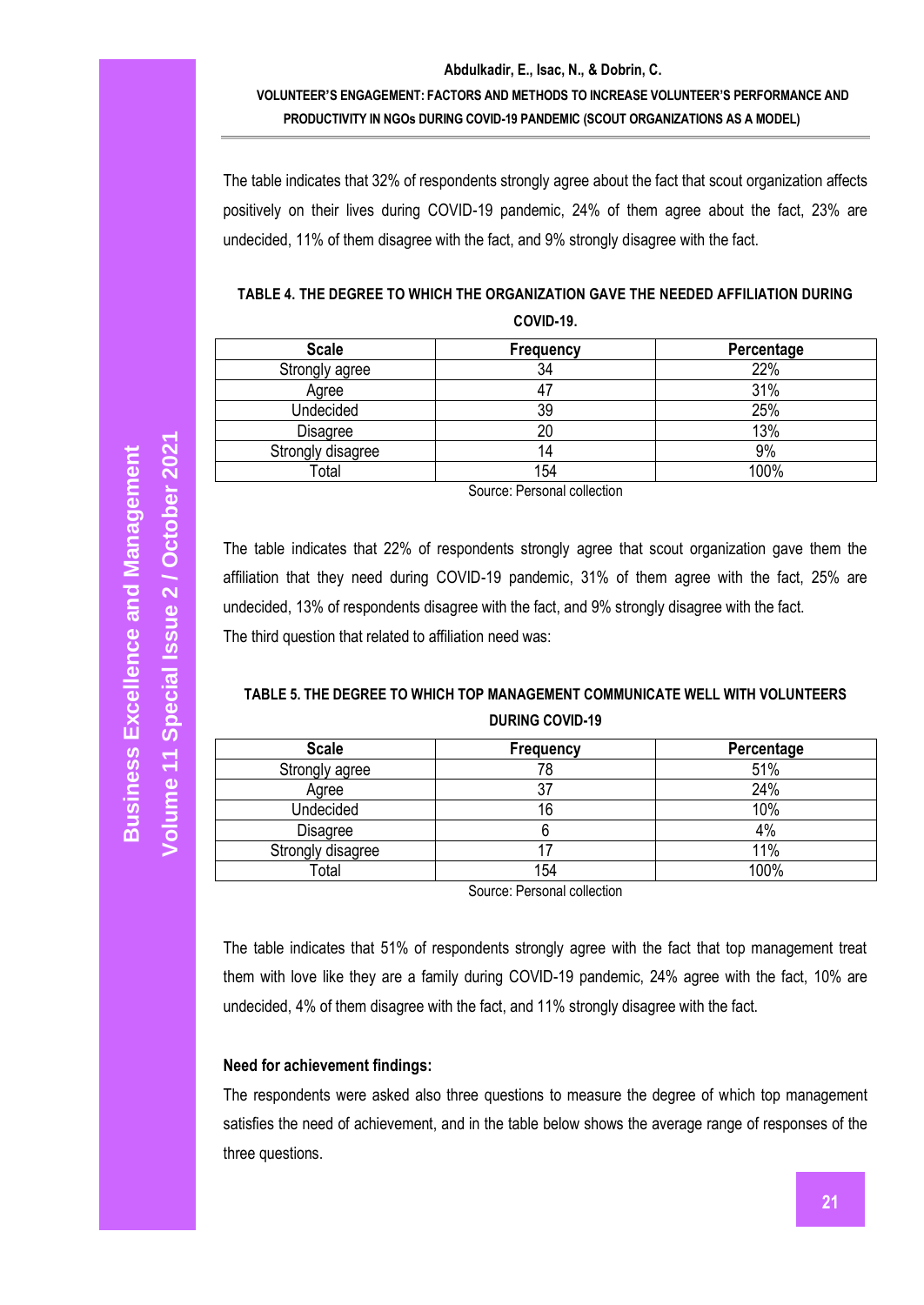The table indicates that 32% of respondents strongly agree about the fact that scout organization affects positively on their lives during COVID-19 pandemic, 24% of them agree about the fact, 23% are undecided, 11% of them disagree with the fact, and 9% strongly disagree with the fact.

**TABLE 4. THE DEGREE TO WHICH THE ORGANIZATION GAVE THE NEEDED AFFILIATION DURING COVID-19.**

| Scale | Frequency | Percentage |
|---|---|---|
| Strongly agree | 34 | 22% |
| Agree | 47 | 31% |
| Undecided | 39 | 25% |
| Disagree | 20 | 13% |
| Strongly disagree | 14 | 9% |
| Total | 154 | 100% |

Source: Personal collection

The table indicates that 22% of respondents strongly agree that scout organization gave them the affiliation that they need during COVID-19 pandemic, 31% of them agree with the fact, 25% are undecided, 13% of respondents disagree with the fact, and 9% strongly disagree with the fact.

The third question that related to affiliation need was:

**TABLE 5. THE DEGREE TO WHICH TOP MANAGEMENT COMMUNICATE WELL WITH VOLUNTEERS DURING COVID-19**

| Scale | Frequency | Percentage |
|---|---|---|
| Strongly agree | 78 | 51% |
| Agree | 37 | 24% |
| Undecided | 16 | 10% |
| Disagree | 6 | 4% |
| Strongly disagree | 17 | 11% |
| Total | 154 | 100% |

Source: Personal collection

The table indicates that 51% of respondents strongly agree with the fact that top management treat them with love like they are a family during COVID-19 pandemic, 24% agree with the fact, 10% are undecided, 4% of them disagree with the fact, and 11% strongly disagree with the fact.

**Need for achievement findings:**

The respondents were asked also three questions to measure the degree of which top management satisfies the need of achievement, and in the table below shows the average range of responses of the three questions.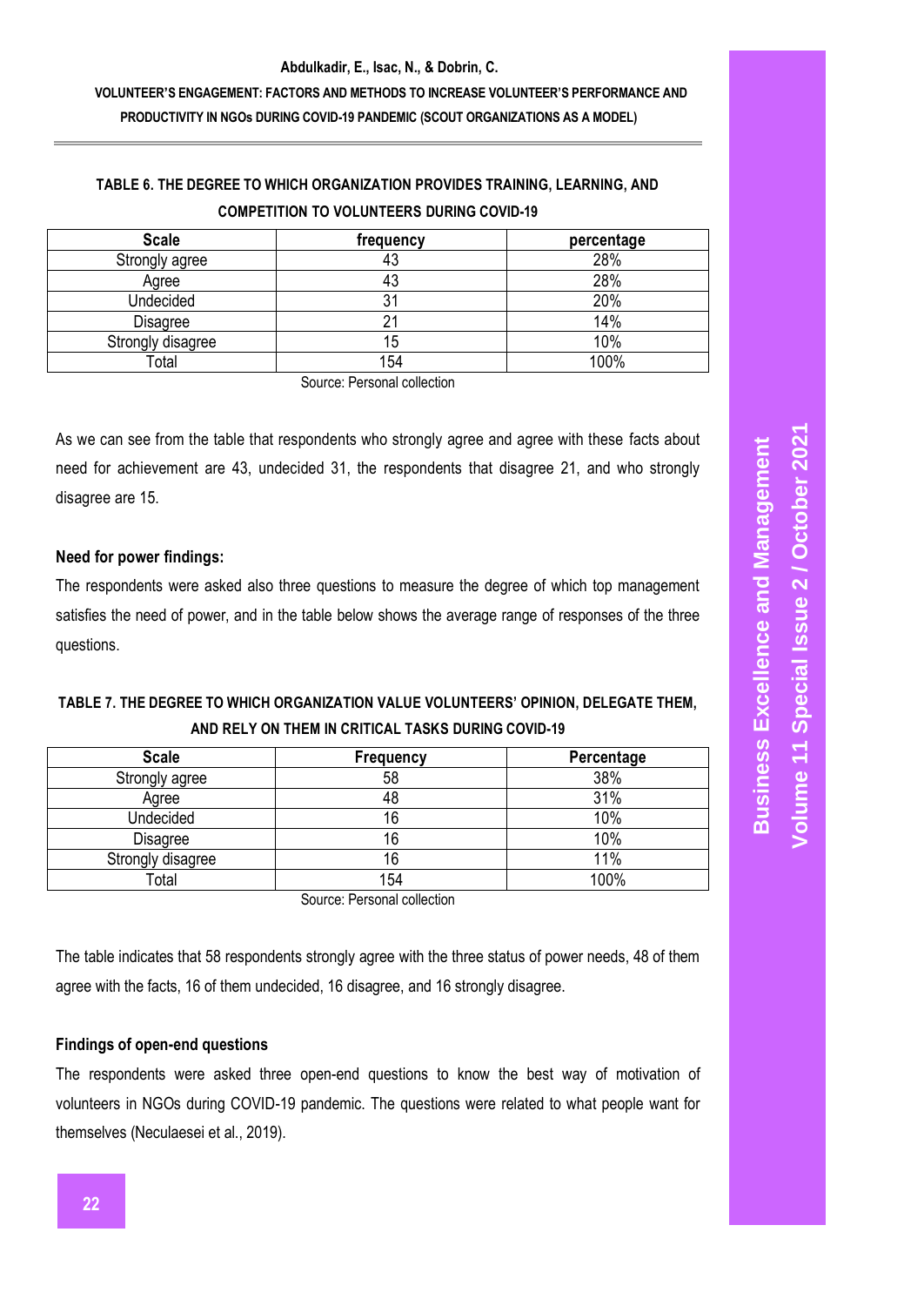**TABLE 6. THE DEGREE TO WHICH ORGANIZATION PROVIDES TRAINING, LEARNING, AND COMPETITION TO VOLUNTEERS DURING COVID-19**

| Scale | frequency | percentage |
|---|---|---|
| Strongly agree | 43 | 28% |
| Agree | 43 | 28% |
| Undecided | 31 | 20% |
| Disagree | 21 | 14% |
| Strongly disagree | 15 | 10% |
| Total | 154 | 100% |

Source: Personal collection

As we can see from the table that respondents who strongly agree and agree with these facts about need for achievement are 43, undecided 31, the respondents that disagree 21, and who strongly disagree are 15.

**Need for power findings:**

The respondents were asked also three questions to measure the degree of which top management satisfies the need of power, and in the table below shows the average range of responses of the three questions.

**TABLE 7. THE DEGREE TO WHICH ORGANIZATION VALUE VOLUNTEERS' OPINION, DELEGATE THEM, AND RELY ON THEM IN CRITICAL TASKS DURING COVID-19**

| Scale | Frequency | Percentage |
|---|---|---|
| Strongly agree | 58 | 38% |
| Agree | 48 | 31% |
| Undecided | 16 | 10% |
| Disagree | 16 | 10% |
| Strongly disagree | 16 | 11% |
| Total | 154 | 100% |

Source: Personal collection

The table indicates that 58 respondents strongly agree with the three status of power needs, 48 of them agree with the facts, 16 of them undecided, 16 disagree, and 16 strongly disagree.

**Findings of open-end questions**

The respondents were asked three open-end questions to know the best way of motivation of volunteers in NGOs during COVID-19 pandemic. The questions were related to what people want for themselves (Neculaesei et al., 2019).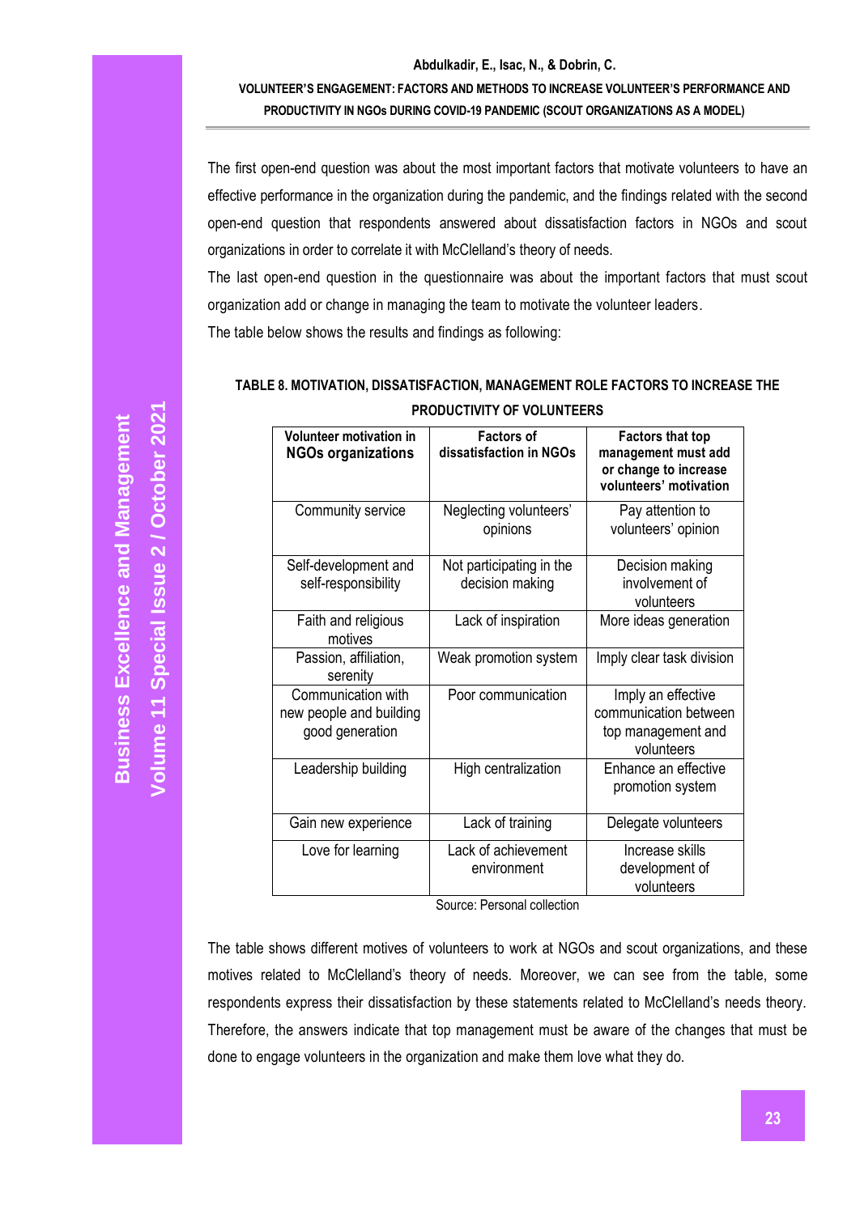The first open-end question was about the most important factors that motivate volunteers to have an effective performance in the organization during the pandemic, and the findings related with the second open-end question that respondents answered about dissatisfaction factors in NGOs and scout organizations in order to correlate it with McClelland's theory of needs.

The last open-end question in the questionnaire was about the important factors that must scout organization add or change in managing the team to motivate the volunteer leaders.

The table below shows the results and findings as following:

**TABLE 8. MOTIVATION, DISSATISFACTION, MANAGEMENT ROLE FACTORS TO INCREASE THE PRODUCTIVITY OF VOLUNTEERS**

| Volunteer motivation in NGOs organizations | Factors of dissatisfaction in NGOs | Factors that top management must add or change to increase volunteers' motivation |
|---|---|---|
| Community service | Neglecting volunteers' opinions | Pay attention to volunteers' opinion |
| Self-development and self-responsibility | Not participating in the decision making | Decision making involvement of volunteers |
| Faith and religious motives | Lack of inspiration | More ideas generation |
| Passion, affiliation, serenity | Weak promotion system | Imply clear task division |
| Communication with new people and building good generation | Poor communication | Imply an effective communication between top management and volunteers |
| Leadership building | High centralization | Enhance an effective promotion system |
| Gain new experience | Lack of training | Delegate volunteers |
| Love for learning | Lack of achievement environment | Increase skills development of volunteers |

Source: Personal collection

The table shows different motives of volunteers to work at NGOs and scout organizations, and these motives related to McClelland's theory of needs. Moreover, we can see from the table, some respondents express their dissatisfaction by these statements related to McClelland's needs theory. Therefore, the answers indicate that top management must be aware of the changes that must be done to engage volunteers in the organization and make them love what they do.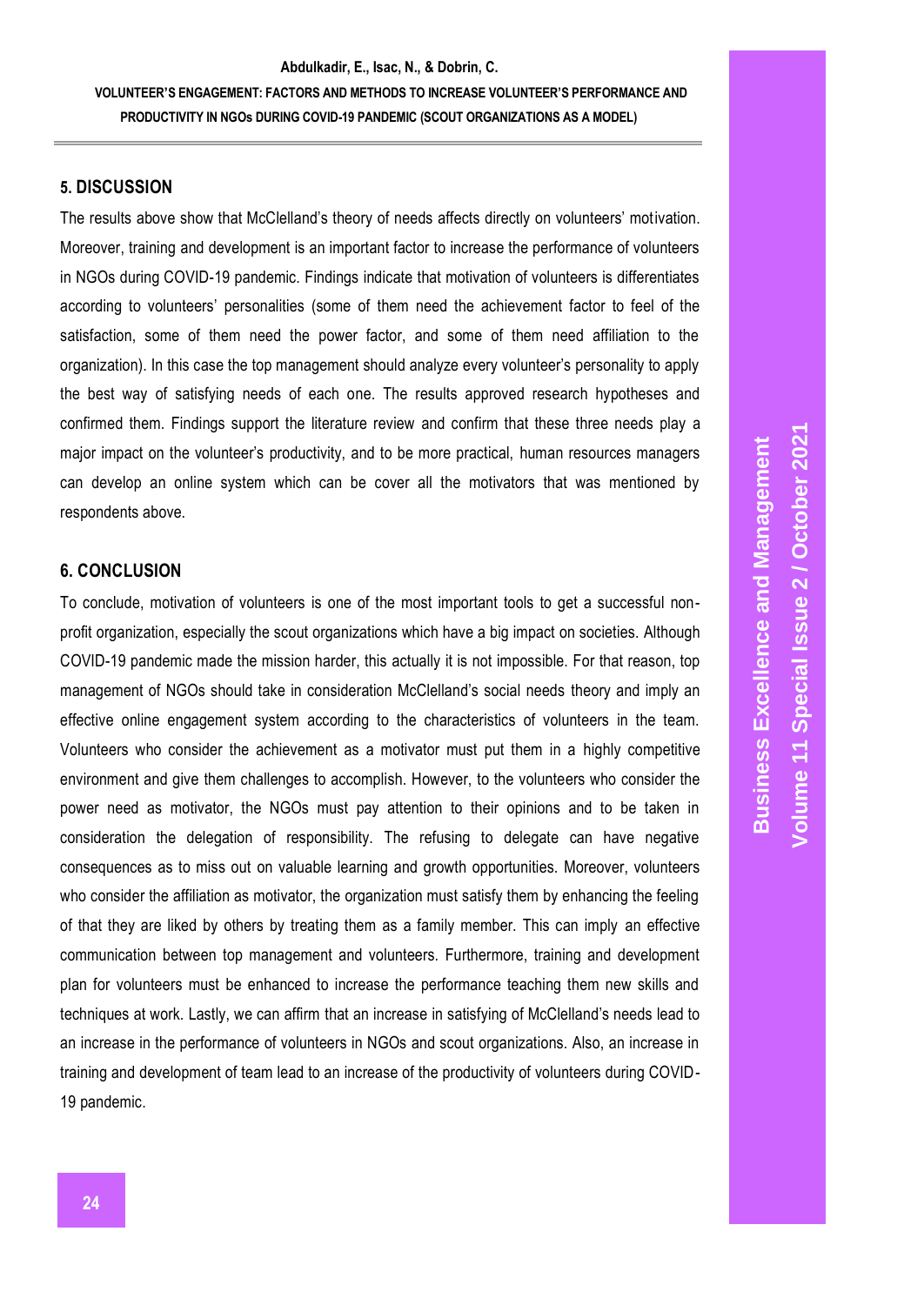## 5. DISCUSSION

The results above show that McClelland's theory of needs affects directly on volunteers' motivation. Moreover, training and development is an important factor to increase the performance of volunteers in NGOs during COVID-19 pandemic. Findings indicate that motivation of volunteers is differentiates according to volunteers' personalities (some of them need the achievement factor to feel of the satisfaction, some of them need the power factor, and some of them need affiliation to the organization). In this case the top management should analyze every volunteer's personality to apply the best way of satisfying needs of each one. The results approved research hypotheses and confirmed them. Findings support the literature review and confirm that these three needs play a major impact on the volunteer's productivity, and to be more practical, human resources managers can develop an online system which can be cover all the motivators that was mentioned by respondents above.

## 6. CONCLUSION

To conclude, motivation of volunteers is one of the most important tools to get a successful non-profit organization, especially the scout organizations which have a big impact on societies. Although COVID-19 pandemic made the mission harder, this actually it is not impossible. For that reason, top management of NGOs should take in consideration McClelland's social needs theory and imply an effective online engagement system according to the characteristics of volunteers in the team. Volunteers who consider the achievement as a motivator must put them in a highly competitive environment and give them challenges to accomplish. However, to the volunteers who consider the power need as motivator, the NGOs must pay attention to their opinions and to be taken in consideration the delegation of responsibility. The refusing to delegate can have negative consequences as to miss out on valuable learning and growth opportunities. Moreover, volunteers who consider the affiliation as motivator, the organization must satisfy them by enhancing the feeling of that they are liked by others by treating them as a family member. This can imply an effective communication between top management and volunteers. Furthermore, training and development plan for volunteers must be enhanced to increase the performance teaching them new skills and techniques at work. Lastly, we can affirm that an increase in satisfying of McClelland's needs lead to an increase in the performance of volunteers in NGOs and scout organizations. Also, an increase in training and development of team lead to an increase of the productivity of volunteers during COVID-19 pandemic.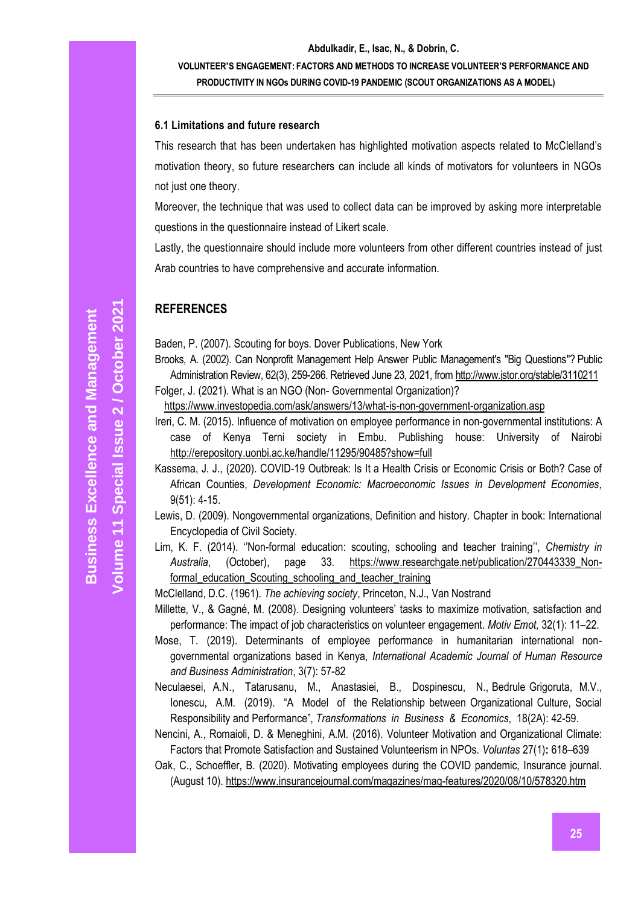### 6.1 Limitations and future research

This research that has been undertaken has highlighted motivation aspects related to McClelland's motivation theory, so future researchers can include all kinds of motivators for volunteers in NGOs not just one theory.

Moreover, the technique that was used to collect data can be improved by asking more interpretable questions in the questionnaire instead of Likert scale.

Lastly, the questionnaire should include more volunteers from other different countries instead of just Arab countries to have comprehensive and accurate information.

## REFERENCES

Baden, P. (2007). Scouting for boys. Dover Publications, New York

Brooks, A. (2002). Can Nonprofit Management Help Answer Public Management's "Big Questions"? Public Administration Review, 62(3), 259-266. Retrieved June 23, 2021, from http://www.jstor.org/stable/3110211

Folger, J. (2021). What is an NGO (Non- Governmental Organization)? https://www.investopedia.com/ask/answers/13/what-is-non-government-organization.asp

Ireri, C. M. (2015). Influence of motivation on employee performance in non-governmental institutions: A case of Kenya Terni society in Embu. Publishing house: University of Nairobi http://erepository.uonbi.ac.ke/handle/11295/90485?show=full

Kassema, J. J., (2020). COVID-19 Outbreak: Is It a Health Crisis or Economic Crisis or Both? Case of African Counties, *Development Economic: Macroeconomic Issues in Development Economies,* 9(51): 4-15.

Lewis, D. (2009). Nongovernmental organizations, Definition and history. Chapter in book: International Encyclopedia of Civil Society.

Lim, K. F. (2014). ''Non-formal education: scouting, schooling and teacher training'', *Chemistry in Australia*, (October), page 33. https://www.researchgate.net/publication/270443339_Non-formal_education_Scouting_schooling_and_teacher_training

McClelland, D.C. (1961). *The achieving society*, Princeton, N.J., Van Nostrand

Millette, V., & Gagné, M. (2008). Designing volunteers' tasks to maximize motivation, satisfaction and performance: The impact of job characteristics on volunteer engagement. *Motiv Emot,* 32(1): 11–22.

Mose, T. (2019). Determinants of employee performance in humanitarian international non-governmental organizations based in Kenya, *International Academic Journal of Human Resource and Business Administration*, 3(7): 57-82

Neculaesei, A.N., Tatarusanu, M., Anastasiei, B., Dospinescu, N., Bedrule Grigoruta, M.V., Ionescu, A.M. (2019). "A Model of the Relationship between Organizational Culture, Social Responsibility and Performance", *Transformations in Business & Economics*, 18(2A): 42-59.

Nencini, A., Romaioli, D. & Meneghini, A.M. (2016). Volunteer Motivation and Organizational Climate: Factors that Promote Satisfaction and Sustained Volunteerism in NPOs. *Voluntas* 27(1)**:** 618–639

Oak, C., Schoeffler, B. (2020). Motivating employees during the COVID pandemic, Insurance journal. (August 10). https://www.insurancejournal.com/magazines/mag-features/2020/08/10/578320.htm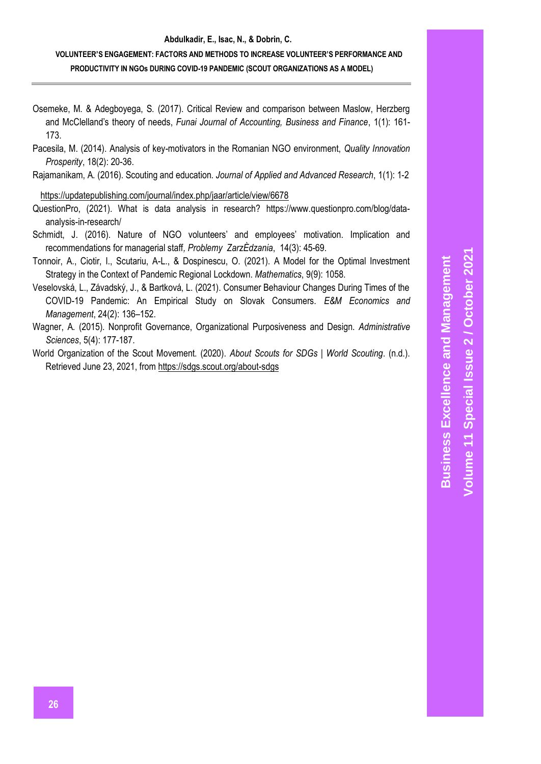Osemeke, M. & Adegboyega, S. (2017). Critical Review and comparison between Maslow, Herzberg and McClelland's theory of needs, *Funai Journal of Accounting, Business and Finance*, 1(1): 161-173.

Pacesila, M. (2014). Analysis of key-motivators in the Romanian NGO environment, *Quality Innovation Prosperity*, 18(2): 20-36.

Rajamanikam, A. (2016). Scouting and education. *Journal of Applied and Advanced Research*, 1(1): 1-2 https://updatepublishing.com/journal/index.php/jaar/article/view/6678

QuestionPro, (2021). What is data analysis in research? https://www.questionpro.com/blog/data-analysis-in-research/

Schmidt, J. (2016). Nature of NGO volunteers' and employees' motivation. Implication and recommendations for managerial staff, *Problemy ZarzÈdzania*, 14(3): 45-69.

Tonnoir, A., Ciotir, I., Scutariu, A-L., & Dospinescu, O. (2021). A Model for the Optimal Investment Strategy in the Context of Pandemic Regional Lockdown. *Mathematics*, 9(9): 1058.

Veselovská, L., Závadský, J., & Bartková, L. (2021). Consumer Behaviour Changes During Times of the COVID-19 Pandemic: An Empirical Study on Slovak Consumers. *E&M Economics and Management*, 24(2): 136–152.

Wagner, A. (2015). Nonprofit Governance, Organizational Purposiveness and Design. *Administrative Sciences*, 5(4): 177-187.

World Organization of the Scout Movement. (2020). *About Scouts for SDGs | World Scouting*. (n.d.). Retrieved June 23, 2021, from https://sdgs.scout.org/about-sdgs